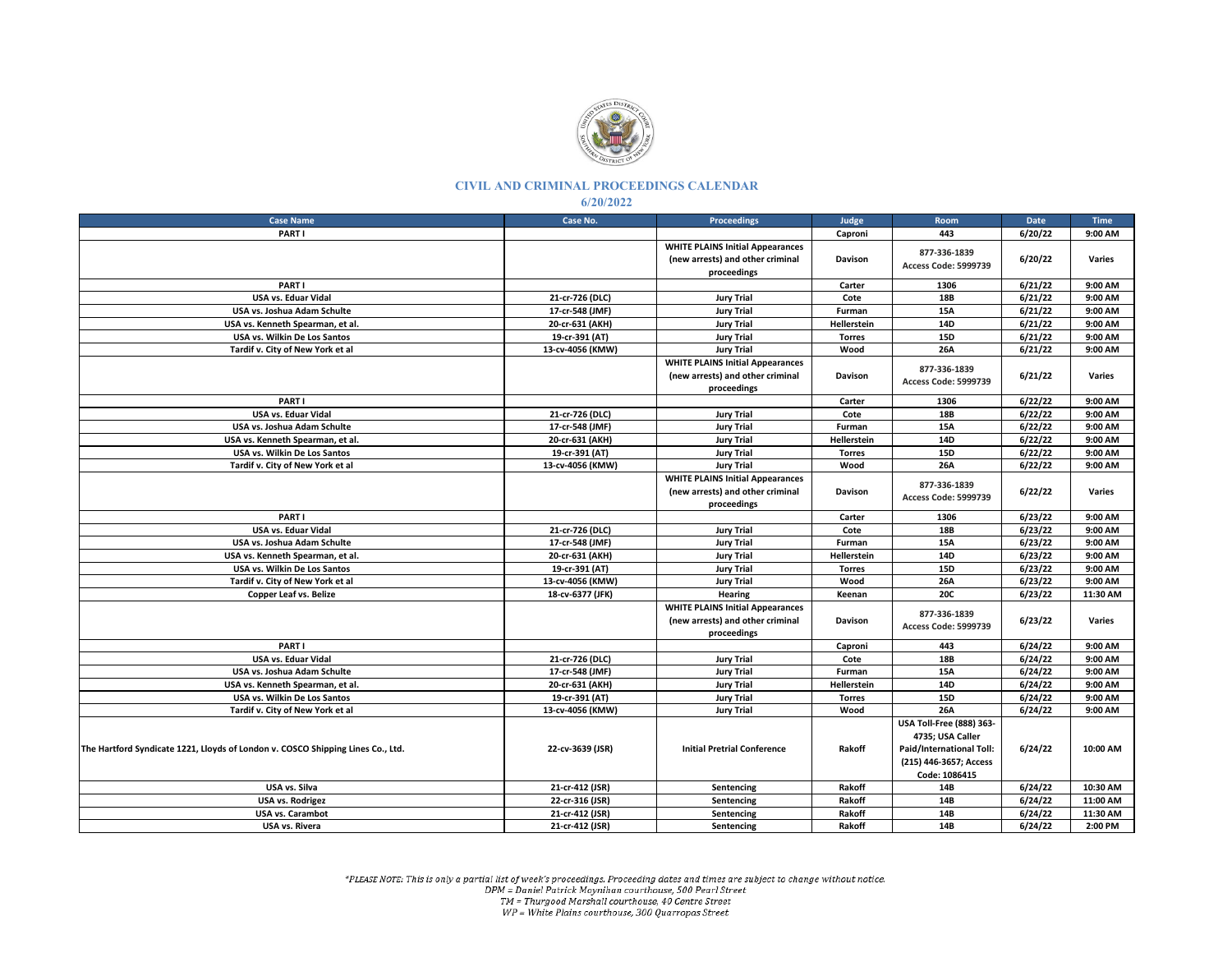## CIVIL AND CRIMINAL PROCEEDINGS CALENDAR

### 6/20/2022

| Case Name | Case No. | Proceedings | Judge | Room | Date | Time |
|---|---|---|---|---|---|---|
| PART I | | | Caproni | 443 | 6/20/22 | 9:00 AM |
| | | WHITE PLAINS Initial Appearances (new arrests) and other criminal proceedings | Davison | 877-336-1839 Access Code: 5999739 | 6/20/22 | Varies |
| PART I | | | Carter | 1306 | 6/21/22 | 9:00 AM |
| USA vs. Eduar Vidal | 21-cr-726 (DLC) | Jury Trial | Cote | 18B | 6/21/22 | 9:00 AM |
| USA vs. Joshua Adam Schulte | 17-cr-548 (JMF) | Jury Trial | Furman | 15A | 6/21/22 | 9:00 AM |
| USA vs. Kenneth Spearman, et al. | 20-cr-631 (AKH) | Jury Trial | Hellerstein | 14D | 6/21/22 | 9:00 AM |
| USA vs. Wilkin De Los Santos | 19-cr-391 (AT) | Jury Trial | Torres | 15D | 6/21/22 | 9:00 AM |
| Tardif v. City of New York et al | 13-cv-4056 (KMW) | Jury Trial | Wood | 26A | 6/21/22 | 9:00 AM |
| | | WHITE PLAINS Initial Appearances (new arrests) and other criminal proceedings | Davison | 877-336-1839 Access Code: 5999739 | 6/21/22 | Varies |
| PART I | | | Carter | 1306 | 6/22/22 | 9:00 AM |
| USA vs. Eduar Vidal | 21-cr-726 (DLC) | Jury Trial | Cote | 18B | 6/22/22 | 9:00 AM |
| USA vs. Joshua Adam Schulte | 17-cr-548 (JMF) | Jury Trial | Furman | 15A | 6/22/22 | 9:00 AM |
| USA vs. Kenneth Spearman, et al. | 20-cr-631 (AKH) | Jury Trial | Hellerstein | 14D | 6/22/22 | 9:00 AM |
| USA vs. Wilkin De Los Santos | 19-cr-391 (AT) | Jury Trial | Torres | 15D | 6/22/22 | 9:00 AM |
| Tardif v. City of New York et al | 13-cv-4056 (KMW) | Jury Trial | Wood | 26A | 6/22/22 | 9:00 AM |
| | | WHITE PLAINS Initial Appearances (new arrests) and other criminal proceedings | Davison | 877-336-1839 Access Code: 5999739 | 6/22/22 | Varies |
| PART I | | | Carter | 1306 | 6/23/22 | 9:00 AM |
| USA vs. Eduar Vidal | 21-cr-726 (DLC) | Jury Trial | Cote | 18B | 6/23/22 | 9:00 AM |
| USA vs. Joshua Adam Schulte | 17-cr-548 (JMF) | Jury Trial | Furman | 15A | 6/23/22 | 9:00 AM |
| USA vs. Kenneth Spearman, et al. | 20-cr-631 (AKH) | Jury Trial | Hellerstein | 14D | 6/23/22 | 9:00 AM |
| USA vs. Wilkin De Los Santos | 19-cr-391 (AT) | Jury Trial | Torres | 15D | 6/23/22 | 9:00 AM |
| Tardif v. City of New York et al | 13-cv-4056 (KMW) | Jury Trial | Wood | 26A | 6/23/22 | 9:00 AM |
| Copper Leaf vs. Belize | 18-cv-6377 (JFK) | Hearing | Keenan | 20C | 6/23/22 | 11:30 AM |
| | | WHITE PLAINS Initial Appearances (new arrests) and other criminal proceedings | Davison | 877-336-1839 Access Code: 5999739 | 6/23/22 | Varies |
| PART I | | | Caproni | 443 | 6/24/22 | 9:00 AM |
| USA vs. Eduar Vidal | 21-cr-726 (DLC) | Jury Trial | Cote | 18B | 6/24/22 | 9:00 AM |
| USA vs. Joshua Adam Schulte | 17-cr-548 (JMF) | Jury Trial | Furman | 15A | 6/24/22 | 9:00 AM |
| USA vs. Kenneth Spearman, et al. | 20-cr-631 (AKH) | Jury Trial | Hellerstein | 14D | 6/24/22 | 9:00 AM |
| USA vs. Wilkin De Los Santos | 19-cr-391 (AT) | Jury Trial | Torres | 15D | 6/24/22 | 9:00 AM |
| Tardif v. City of New York et al | 13-cv-4056 (KMW) | Jury Trial | Wood | 26A | 6/24/22 | 9:00 AM |
| The Hartford Syndicate 1221, Lloyds of London v. COSCO Shipping Lines Co., Ltd. | 22-cv-3639 (JSR) | Initial Pretrial Conference | Rakoff | USA Toll-Free (888) 363-4735; USA Caller Paid/International Toll: (215) 446-3657; Access Code: 1086415 | 6/24/22 | 10:00 AM |
| USA vs. Silva | 21-cr-412 (JSR) | Sentencing | Rakoff | 14B | 6/24/22 | 10:30 AM |
| USA vs. Rodrigez | 22-cr-316 (JSR) | Sentencing | Rakoff | 14B | 6/24/22 | 11:00 AM |
| USA vs. Carambot | 21-cr-412 (JSR) | Sentencing | Rakoff | 14B | 6/24/22 | 11:30 AM |
| USA vs. Rivera | 21-cr-412 (JSR) | Sentencing | Rakoff | 14B | 6/24/22 | 2:00 PM |

*\*PLEASE NOTE: This is only a partial list of week's proceedings. Proceeding dates and times are subject to change without notice.*
*DPM = Daniel Patrick Moynihan courthouse, 500 Pearl Street*
*TM = Thurgood Marshall courthouse, 40 Centre Street*
*WP = White Plains courthouse, 300 Quarropas Street*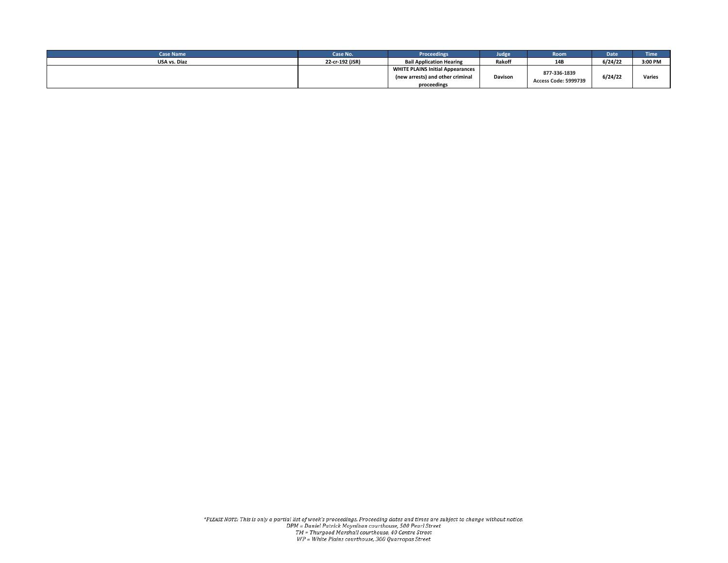| Case Name | Case No. | Proceedings | Judge | Room | Date | Time |
| --- | --- | --- | --- | --- | --- | --- |
| USA vs. Diaz | 22-cr-192 (JSR) | Bail Application Hearing | Rakoff | 14B | 6/24/22 | 3:00 PM |
| | | WHITE PLAINS Initial Appearances (new arrests) and other criminal proceedings | Davison | 877-336-1839 Access Code: 5999739 | 6/24/22 | Varies |

*PLEASE NOTE: This is only a partial list of week's proceedings. Proceeding dates and times are subject to change without notice.*
*DPM = Daniel Patrick Moynihan courthouse, 500 Pearl Street*
*TM = Thurgood Marshall courthouse, 40 Centre Street*
*WP = White Plains courthouse, 300 Quarropas Street*